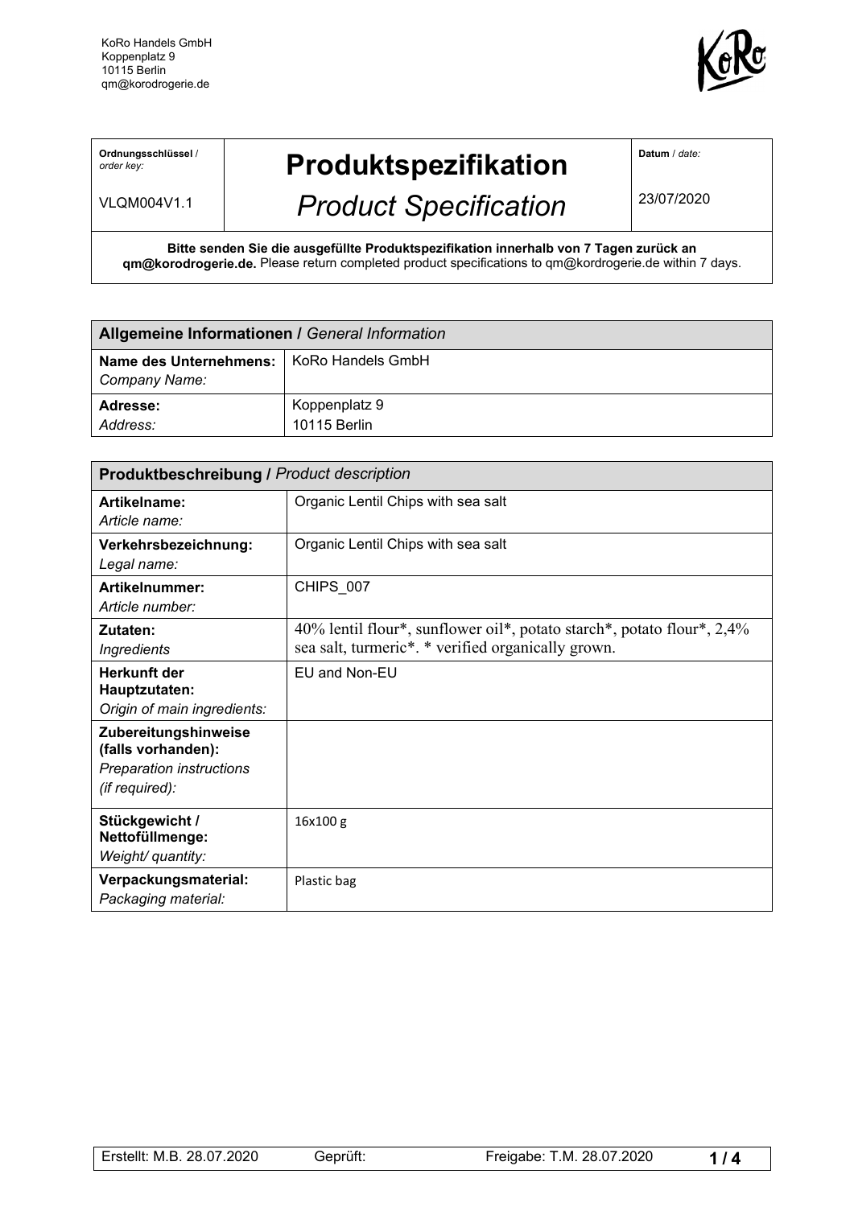KoRo Handels GmbH
Koppenplatz 9
10115 Berlin
qm@korodrogerie.de

| **Ordnungsschlüssel** / *order key:* VLQM004V1.1 | **Produktspezifikation** *Product Specification* | **Datum** / *date:* 23/07/2020 |
|---|---|---|

**Bitte senden Sie die ausgefüllte Produktspezifikation innerhalb von 7 Tagen zurück an qm@korodrogerie.de.** Please return completed product specifications to qm@kordrogerie.de within 7 days.

| **Allgemeine Informationen /** *General Information* | |
|---|---|
| **Name des Unternehmens:** *Company Name:* | KoRo Handels GmbH |
| **Adresse:** *Address:* | Koppenplatz 9<br>10115 Berlin |

| **Produktbeschreibung /** *Product description* | |
|---|---|
| **Artikelname:** *Article name:* | Organic Lentil Chips with sea salt |
| **Verkehrsbezeichnung:** *Legal name:* | Organic Lentil Chips with sea salt |
| **Artikelnummer:** *Article number:* | CHIPS_007 |
| **Zutaten:** *Ingredients* | 40% lentil flour*, sunflower oil*, potato starch*, potato flour*, 2,4% sea salt, turmeric*. * verified organically grown. |
| **Herkunft der Hauptzutaten:** *Origin of main ingredients:* | EU and Non-EU |
| **Zubereitungshinweise (falls vorhanden):** *Preparation instructions (if required):* | |
| **Stückgewicht / Nettofüllmenge:** *Weight/ quantity:* | 16x100 g |
| **Verpackungsmaterial:** *Packaging material:* | Plastic bag |

| Erstellt: M.B. 28.07.2020 | Geprüft: | Freigabe: T.M. 28.07.2020 |
|---|---|---|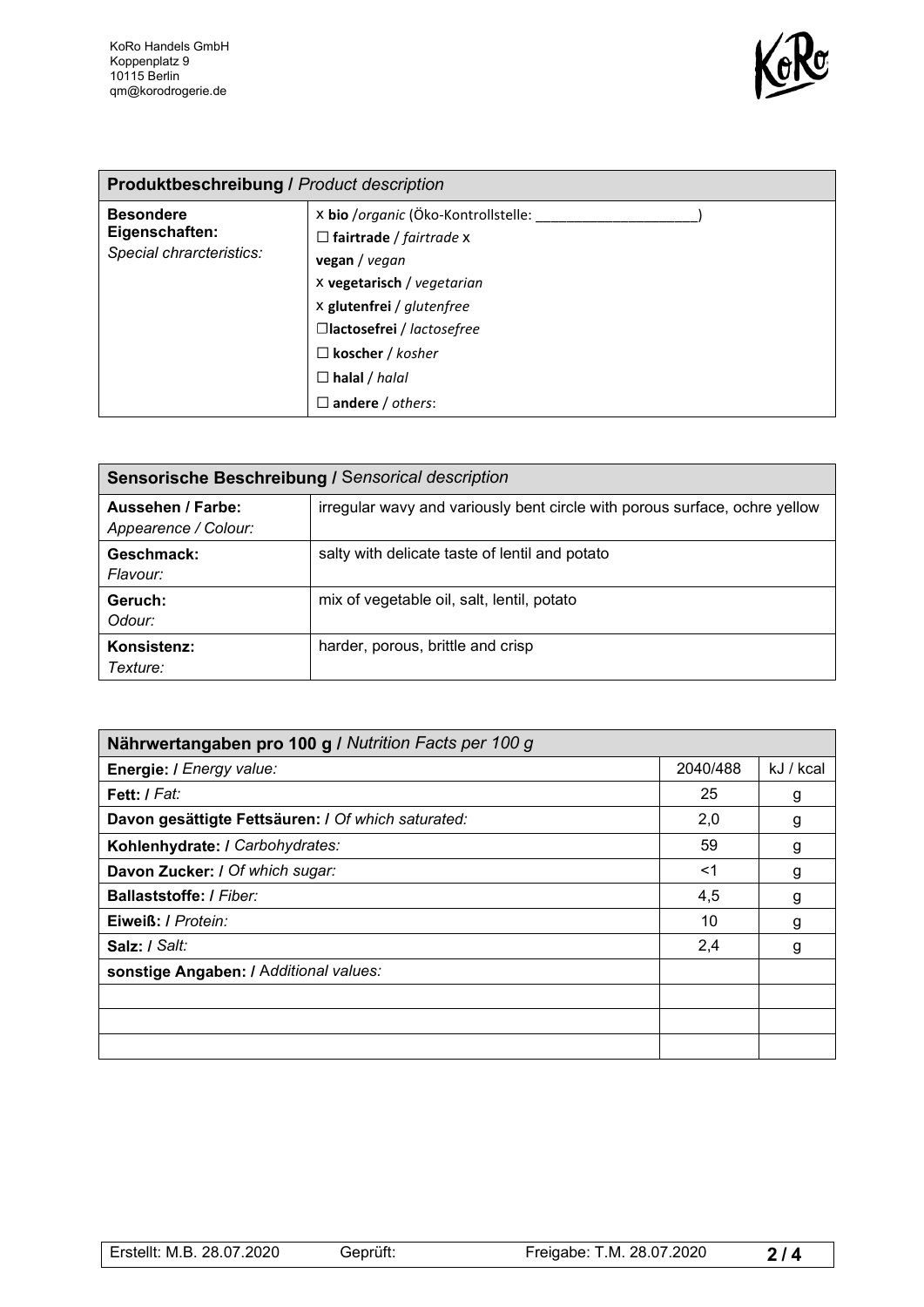KoRo Handels GmbH
Koppenplatz 9
10115 Berlin
qm@korodrogerie.de

| **Produktbeschreibung /** *Product description* | |
|---|---|
| **Besondere Eigenschaften:** *Special chrarcteristics:* | x **bio** /*organic* (Öko-Kontrollstelle: _____________________)<br>☐ **fairtrade** / *fairtrade* x<br>**vegan** / *vegan*<br>x **vegetarisch** / *vegetarian*<br>x **glutenfrei** / *glutenfree*<br>☐**lactosefrei** / *lactosefree*<br>☐ **koscher** / *kosher*<br>☐ **halal** / *halal*<br>☐ **andere** / *others*: |

| **Sensorische Beschreibung /** *Sensorical description* | |
|---|---|
| **Aussehen / Farbe:** *Appearence / Colour:* | irregular wavy and variously bent circle with porous surface, ochre yellow |
| **Geschmack:** *Flavour:* | salty with delicate taste of lentil and potato |
| **Geruch:** *Odour:* | mix of vegetable oil, salt, lentil, potato |
| **Konsistenz:** *Texture:* | harder, porous, brittle and crisp |

| **Nährwertangaben pro 100 g /** *Nutrition Facts per 100 g* | | |
|---|---|---|
| **Energie: /** *Energy value:* | 2040/488 | kJ / kcal |
| **Fett: /** *Fat:* | 25 | g |
| **Davon gesättigte Fettsäuren: /** *Of which saturated:* | 2,0 | g |
| **Kohlenhydrate: /** *Carbohydrates:* | 59 | g |
| **Davon Zucker: /** *Of which sugar:* | <1 | g |
| **Ballaststoffe: /** *Fiber:* | 4,5 | g |
| **Eiweiß: /** *Protein:* | 10 | g |
| **Salz: /** *Salt:* | 2,4 | g |
| **sonstige Angaben: /** *Additional values:* | | |
| | | |
| | | |
| | | |

| Erstellt: M.B. 28.07.2020 | Geprüft: | Freigabe: T.M. 28.07.2020 |
|---|---|---|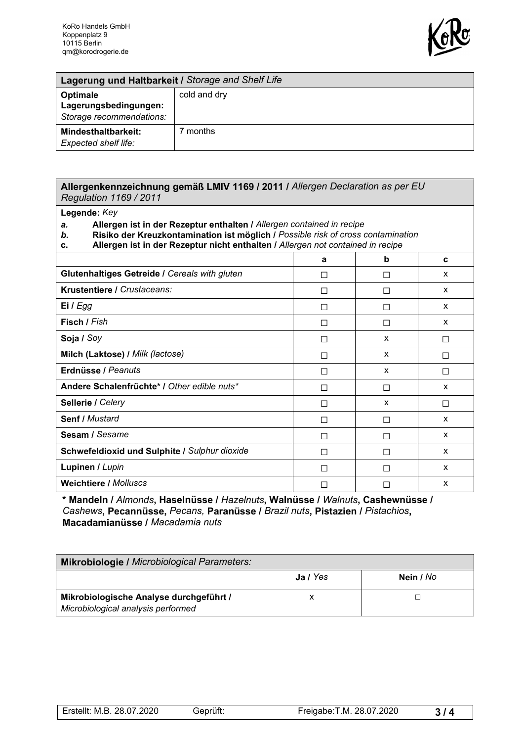KoRo Handels GmbH
Koppenplatz 9
10115 Berlin
qm@korodrogerie.de

| **Lagerung und Haltbarkeit /** *Storage and Shelf Life* | |
|---|---|
| **Optimale Lagerungsbedingungen:** *Storage recommendations:* | cold and dry |
| **Mindesthaltbarkeit:** *Expected shelf life:* | 7 months |

**Allergenkennzeichnung gemäß LMIV 1169 / 2011 /** *Allergen Declaration as per EU Regulation 1169 / 2011*

**Legende:** *Key*

*a.* **Allergen ist in der Rezeptur enthalten /** *Allergen contained in recipe*
*b.* **Risiko der Kreuzkontamination ist möglich /** *Possible risk of cross contamination*
c. **Allergen ist in der Rezeptur nicht enthalten /** *Allergen not contained in recipe*

| | a | b | c |
|---|---|---|---|
| **Glutenhaltiges Getreide /** *Cereals with gluten* | ☐ | ☐ | x |
| **Krustentiere /** *Crustaceans:* | ☐ | ☐ | x |
| **Ei /** *Egg* | ☐ | ☐ | x |
| **Fisch /** *Fish* | ☐ | ☐ | x |
| **Soja /** *Soy* | ☐ | x | ☐ |
| **Milch (Laktose) /** *Milk (lactose)* | ☐ | x | ☐ |
| **Erdnüsse /** *Peanuts* | ☐ | x | ☐ |
| **Andere Schalenfrüchte* /** *Other edible nuts** | ☐ | ☐ | x |
| **Sellerie /** *Celery* | ☐ | x | ☐ |
| **Senf /** *Mustard* | ☐ | ☐ | x |
| **Sesam /** *Sesame* | ☐ | ☐ | x |
| **Schwefeldioxid und Sulphite /** *Sulphur dioxide* | ☐ | ☐ | x |
| **Lupinen /** *Lupin* | ☐ | ☐ | x |
| **Weichtiere /** *Molluscs* | ☐ | ☐ | x |

**\* Mandeln /** *Almonds*, **Haselnüsse /** *Hazelnuts*, **Walnüsse /** *Walnuts*, **Cashewnüsse /** *Cashews*, **Pecannüsse,** *Pecans,* **Paranüsse /** *Brazil nuts*, **Pistazien /** *Pistachios*, **Macadamianüsse /** *Macadamia nuts*

| **Mikrobiologie /** *Microbiological Parameters:* | | |
|---|---|---|
| | **Ja /** *Yes* | **Nein /** *No* |
| **Mikrobiologische Analyse durchgeführt /** *Microbiological analysis performed* | x | ☐ |

| Erstellt: M.B. 28.07.2020 | Geprüft: | Freigabe:T.M. 28.07.2020 |
|---|---|---|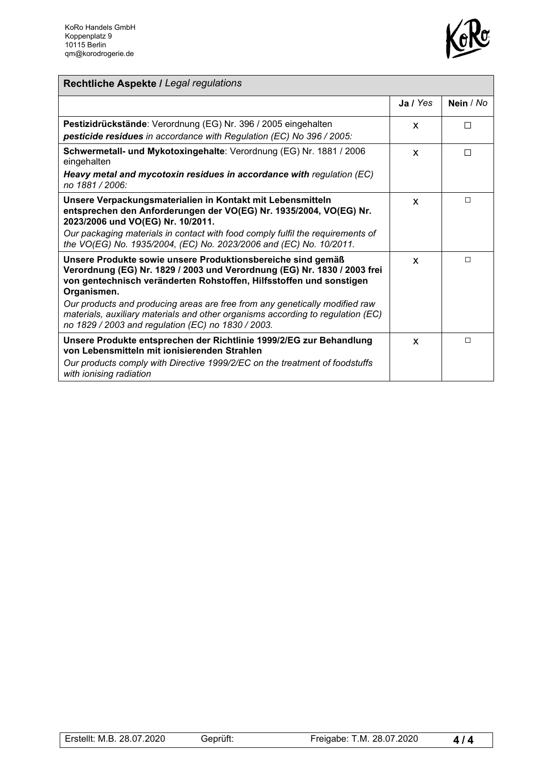| **Rechtliche Aspekte /** *Legal regulations* | | |
|---|---|---|
| | **Ja /** *Yes* | **Nein** / *No* |
| **Pestizidrückstände**: Verordnung (EG) Nr. 396 / 2005 eingehalten<br>***pesticide residues*** *in accordance with Regulation (EC) No 396 / 2005:* | X | ☐ |
| **Schwermetall- und Mykotoxingehalte**: Verordnung (EG) Nr. 1881 / 2006 eingehalten<br>***Heavy metal and mycotoxin residues in accordance with*** *regulation (EC) no 1881 / 2006:* | X | ☐ |
| **Unsere Verpackungsmaterialien in Kontakt mit Lebensmitteln entsprechen den Anforderungen der VO(EG) Nr. 1935/2004, VO(EG) Nr. 2023/2006 und VO(EG) Nr. 10/2011.**<br>*Our packaging materials in contact with food comply fulfil the requirements of the VO(EG) No. 1935/2004, (EC) No. 2023/2006 and (EC) No. 10/2011.* | X | ☐ |
| **Unsere Produkte sowie unsere Produktionsbereiche sind gemäß Verordnung (EG) Nr. 1829 / 2003 und Verordnung (EG) Nr. 1830 / 2003 frei von gentechnisch veränderten Rohstoffen, Hilfsstoffen und sonstigen Organismen.**<br>*Our products and producing areas are free from any genetically modified raw materials, auxiliary materials and other organisms according to regulation (EC) no 1829 / 2003 and regulation (EC) no 1830 / 2003.* | X | ☐ |
| **Unsere Produkte entsprechen der Richtlinie 1999/2/EG zur Behandlung von Lebensmitteln mit ionisierenden Strahlen**<br>*Our products comply with Directive 1999/2/EC on the treatment of foodstuffs with ionising radiation* | X | ☐ |